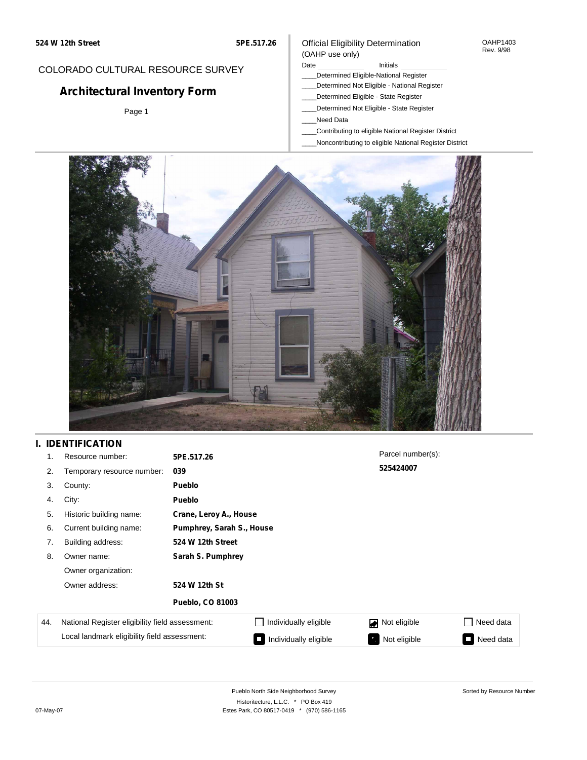524 W 12th Street

5PE.517.26

COLORADO CULTURAL RESOURCE SURVEY

# Architectural Inventory Form

Official Eligibility Determination
(OAHP use only)

OAHP1403
Rev. 9/98

Date ____________ Initials ____________

____Determined Eligible-National Register
____Determined Not Eligible - National Register
____Determined Eligible - State Register
____Determined Not Eligible - State Register
____Need Data
____Contributing to eligible National Register District
____Noncontributing to eligible National Register District

## I. IDENTIFICATION

| | | |
|---|---|---|
| 1. | Resource number: | **5PE.517.26** |
| 2. | Temporary resource number: | **039** |
| 3. | County: | **Pueblo** |
| 4. | City: | **Pueblo** |
| 5. | Historic building name: | **Crane, Leroy A., House** |
| 6. | Current building name: | **Pumphrey, Sarah S., House** |
| 7. | Building address: | **524 W 12th Street** |
| 8. | Owner name: | **Sarah S. Pumphrey** |
| | Owner organization: | |
| | Owner address: | **524 W 12th St** |
| | | **Pueblo, CO 81003** |

Parcel number(s):
**525424007**

| | | | | |
|---|---|---|---|---|
| 44. National Register eligibility field assessment: | ☐ Individually eligible | ☑ Not eligible | ☐ Need data |
| Local landmark eligibility field assessment: | ☐ Individually eligible | ☑ Not eligible | ☐ Need data |

Pueblo North Side Neighborhood Survey
Historitecture, L.L.C. * PO Box 419
Estes Park, CO 80517-0419 * (970) 586-1165

07-May-07

Sorted by Resource Number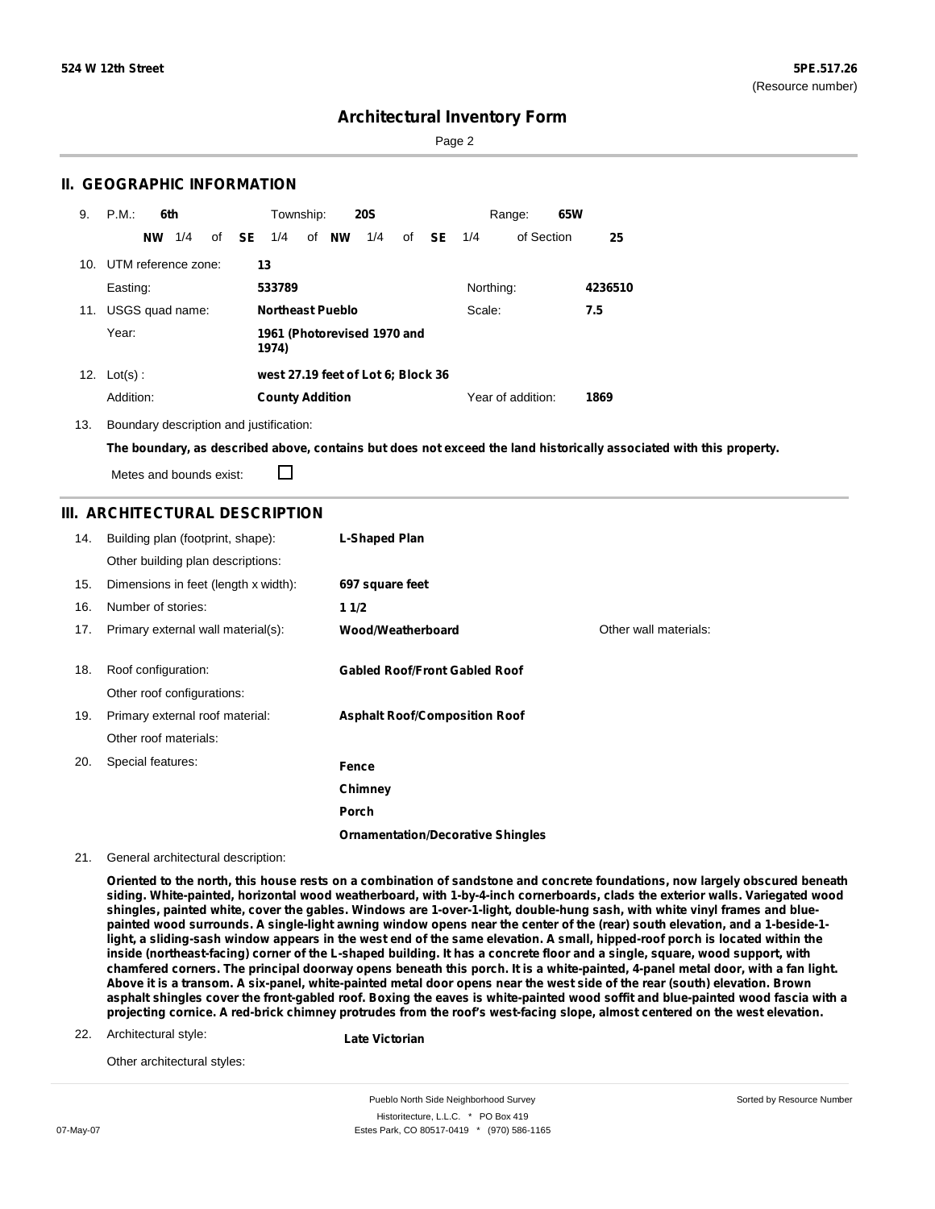## II. GEOGRAPHIC INFORMATION

9. P.M.: **6th** Township: **20S** Range: **65W**
   **NW** 1/4 of **SE** 1/4 of **NW** 1/4 of **SE** 1/4 of Section **25**

10. UTM reference zone: **13**
    Easting: **533789** Northing: **4236510**

11. USGS quad name: **Northeast Pueblo** Scale: **7.5**
    Year: **1961 (Photorevised 1970 and 1974)**

12. Lot(s) : **west 27.19 feet of Lot 6; Block 36**
    Addition: **County Addition** Year of addition: **1869**

13. Boundary description and justification:
    **The boundary, as described above, contains but does not exceed the land historically associated with this property.**
    Metes and bounds exist: ☐

## III. ARCHITECTURAL DESCRIPTION

14. Building plan (footprint, shape): **L-Shaped Plan**
    Other building plan descriptions:
15. Dimensions in feet (length x width): **697 square feet**
16. Number of stories: **1 1/2**
17. Primary external wall material(s): **Wood/Weatherboard** Other wall materials:
18. Roof configuration: **Gabled Roof/Front Gabled Roof**
    Other roof configurations:
19. Primary external roof material: **Asphalt Roof/Composition Roof**
    Other roof materials:
20. Special features: **Fence**
    **Chimney**
    **Porch**
    **Ornamentation/Decorative Shingles**
21. General architectural description:
    **Oriented to the north, this house rests on a combination of sandstone and concrete foundations, now largely obscured beneath siding. White-painted, horizontal wood weatherboard, with 1-by-4-inch cornerboards, clads the exterior walls. Variegated wood shingles, painted white, cover the gables. Windows are 1-over-1-light, double-hung sash, with white vinyl frames and blue-painted wood surrounds. A single-light awning window opens near the center of the (rear) south elevation, and a 1-beside-1-light, a sliding-sash window appears in the west end of the same elevation. A small, hipped-roof porch is located within the inside (northeast-facing) corner of the L-shaped building. It has a concrete floor and a single, square, wood support, with chamfered corners. The principal doorway opens beneath this porch. It is a white-painted, 4-panel metal door, with a fan light. Above it is a transom. A six-panel, white-painted metal door opens near the west side of the rear (south) elevation. Brown asphalt shingles cover the front-gabled roof. Boxing the eaves is white-painted wood soffit and blue-painted wood fascia with a projecting cornice. A red-brick chimney protrudes from the roof's west-facing slope, almost centered on the west elevation.**
22. Architectural style: **Late Victorian**
    Other architectural styles: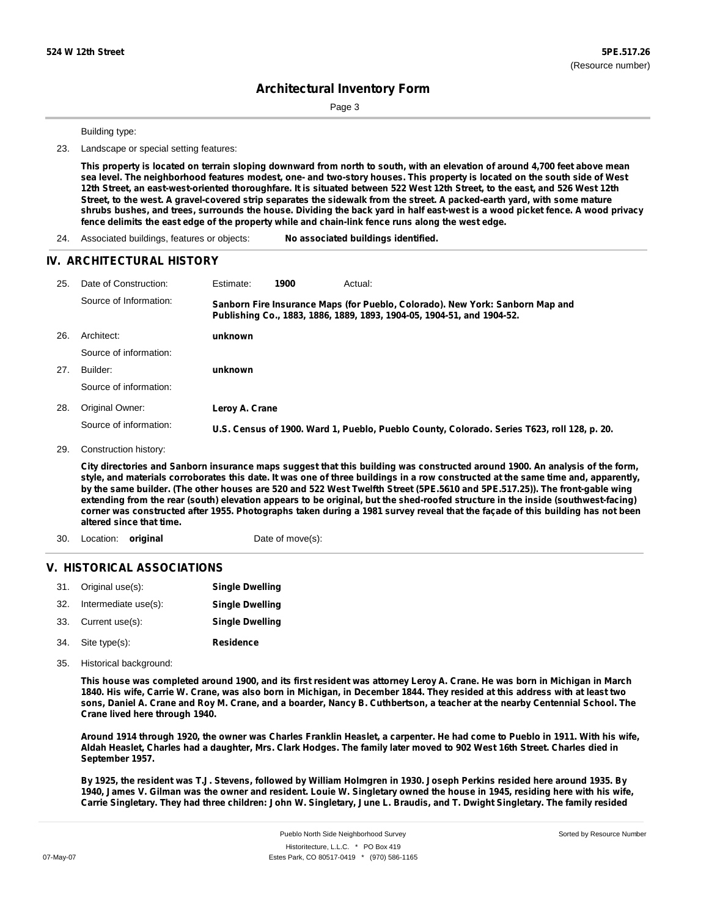Building type:

23. Landscape or special setting features:

**This property is located on terrain sloping downward from north to south, with an elevation of around 4,700 feet above mean sea level. The neighborhood features modest, one- and two-story houses. This property is located on the south side of West 12th Street, an east-west-oriented thoroughfare. It is situated between 522 West 12th Street, to the east, and 526 West 12th Street, to the west. A gravel-covered strip separates the sidewalk from the street. A packed-earth yard, with some mature shrubs bushes, and trees, surrounds the house. Dividing the back yard in half east-west is a wood picket fence. A wood privacy fence delimits the east edge of the property while and chain-link fence runs along the west edge.**

24. Associated buildings, features or objects: **No associated buildings identified.**

## IV. ARCHITECTURAL HISTORY

25. Date of Construction: Estimate: **1900** Actual:

Source of Information: **Sanborn Fire Insurance Maps (for Pueblo, Colorado). New York: Sanborn Map and Publishing Co., 1883, 1886, 1889, 1893, 1904-05, 1904-51, and 1904-52.**

26. Architect: **unknown**

Source of information:

27. Builder: **unknown**

Source of information:

28. Original Owner: **Leroy A. Crane**

Source of information: **U.S. Census of 1900. Ward 1, Pueblo, Pueblo County, Colorado. Series T623, roll 128, p. 20.**

29. Construction history:

**City directories and Sanborn insurance maps suggest that this building was constructed around 1900. An analysis of the form, style, and materials corroborates this date. It was one of three buildings in a row constructed at the same time and, apparently, by the same builder. (The other houses are 520 and 522 West Twelfth Street (5PE.5610 and 5PE.517.25)). The front-gable wing extending from the rear (south) elevation appears to be original, but the shed-roofed structure in the inside (southwest-facing) corner was constructed after 1955. Photographs taken during a 1981 survey reveal that the façade of this building has not been altered since that time.**

30. Location: **original** Date of move(s):

## V. HISTORICAL ASSOCIATIONS

31. Original use(s): **Single Dwelling**

32. Intermediate use(s): **Single Dwelling**

33. Current use(s): **Single Dwelling**

34. Site type(s): **Residence**

35. Historical background:

**This house was completed around 1900, and its first resident was attorney Leroy A. Crane. He was born in Michigan in March 1840. His wife, Carrie W. Crane, was also born in Michigan, in December 1844. They resided at this address with at least two sons, Daniel A. Crane and Roy M. Crane, and a boarder, Nancy B. Cuthbertson, a teacher at the nearby Centennial School. The Crane lived here through 1940.**

**Around 1914 through 1920, the owner was Charles Franklin Heaslet, a carpenter. He had come to Pueblo in 1911. With his wife, Aldah Heaslet, Charles had a daughter, Mrs. Clark Hodges. The family later moved to 902 West 16th Street. Charles died in September 1957.**

**By 1925, the resident was T.J. Stevens, followed by William Holmgren in 1930. Joseph Perkins resided here around 1935. By 1940, James V. Gilman was the owner and resident. Louie W. Singletary owned the house in 1945, residing here with his wife, Carrie Singletary. They had three children: John W. Singletary, June L. Braudis, and T. Dwight Singletary. The family resided**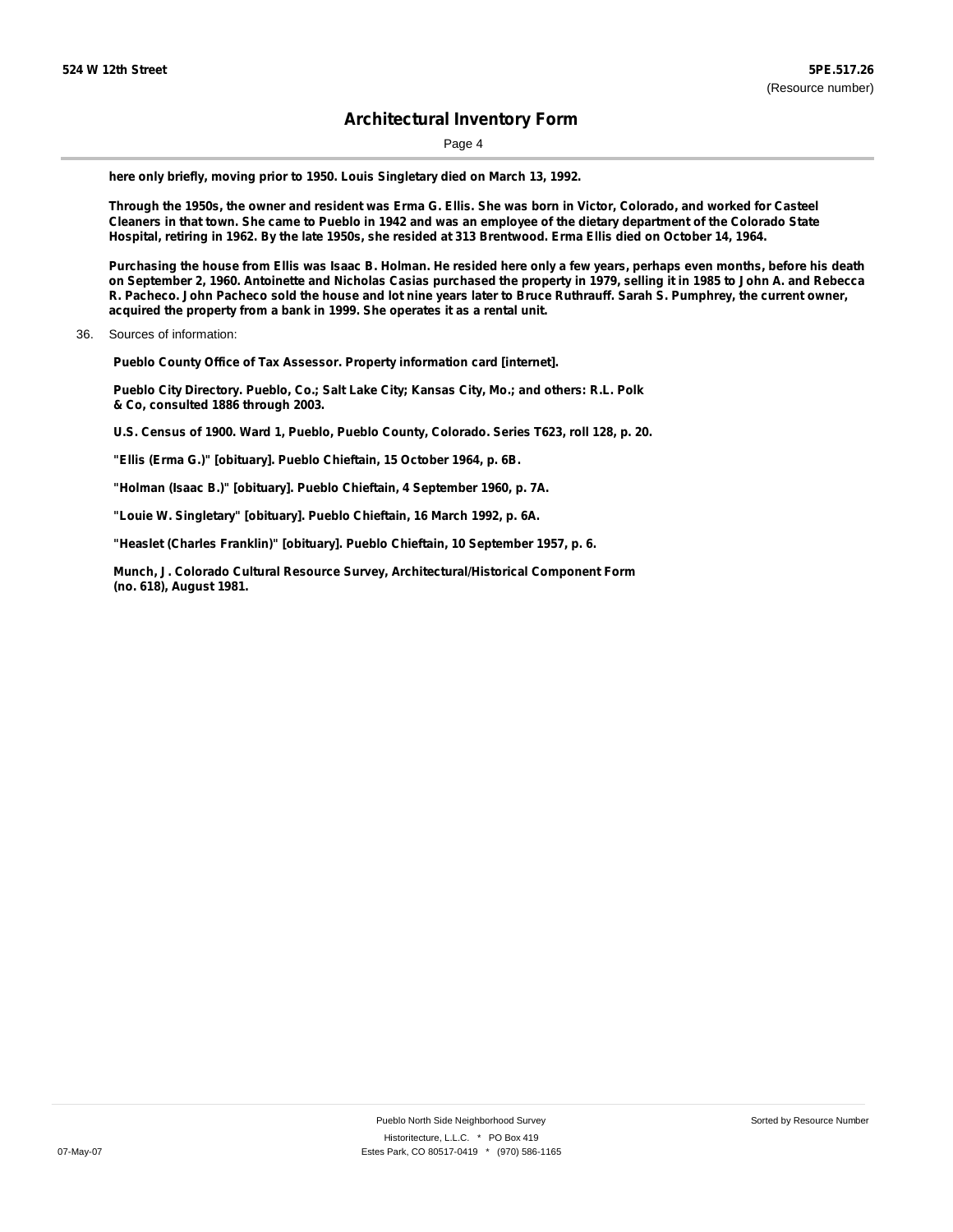**here only briefly, moving prior to 1950. Louis Singletary died on March 13, 1992.**

**Through the 1950s, the owner and resident was Erma G. Ellis. She was born in Victor, Colorado, and worked for Casteel Cleaners in that town. She came to Pueblo in 1942 and was an employee of the dietary department of the Colorado State Hospital, retiring in 1962. By the late 1950s, she resided at 313 Brentwood. Erma Ellis died on October 14, 1964.**

**Purchasing the house from Ellis was Isaac B. Holman. He resided here only a few years, perhaps even months, before his death on September 2, 1960. Antoinette and Nicholas Casias purchased the property in 1979, selling it in 1985 to John A. and Rebecca R. Pacheco. John Pacheco sold the house and lot nine years later to Bruce Ruthrauff. Sarah S. Pumphrey, the current owner, acquired the property from a bank in 1999. She operates it as a rental unit.**

36. Sources of information:

**Pueblo County Office of Tax Assessor. Property information card [internet].**

**Pueblo City Directory. Pueblo, Co.; Salt Lake City; Kansas City, Mo.; and others: R.L. Polk & Co, consulted 1886 through 2003.**

**U.S. Census of 1900. Ward 1, Pueblo, Pueblo County, Colorado. Series T623, roll 128, p. 20.**

**"Ellis (Erma G.)" [obituary]. Pueblo Chieftain, 15 October 1964, p. 6B.**

**"Holman (Isaac B.)" [obituary]. Pueblo Chieftain, 4 September 1960, p. 7A.**

**"Louie W. Singletary" [obituary]. Pueblo Chieftain, 16 March 1992, p. 6A.**

**"Heaslet (Charles Franklin)" [obituary]. Pueblo Chieftain, 10 September 1957, p. 6.**

**Munch, J. Colorado Cultural Resource Survey, Architectural/Historical Component Form (no. 618), August 1981.**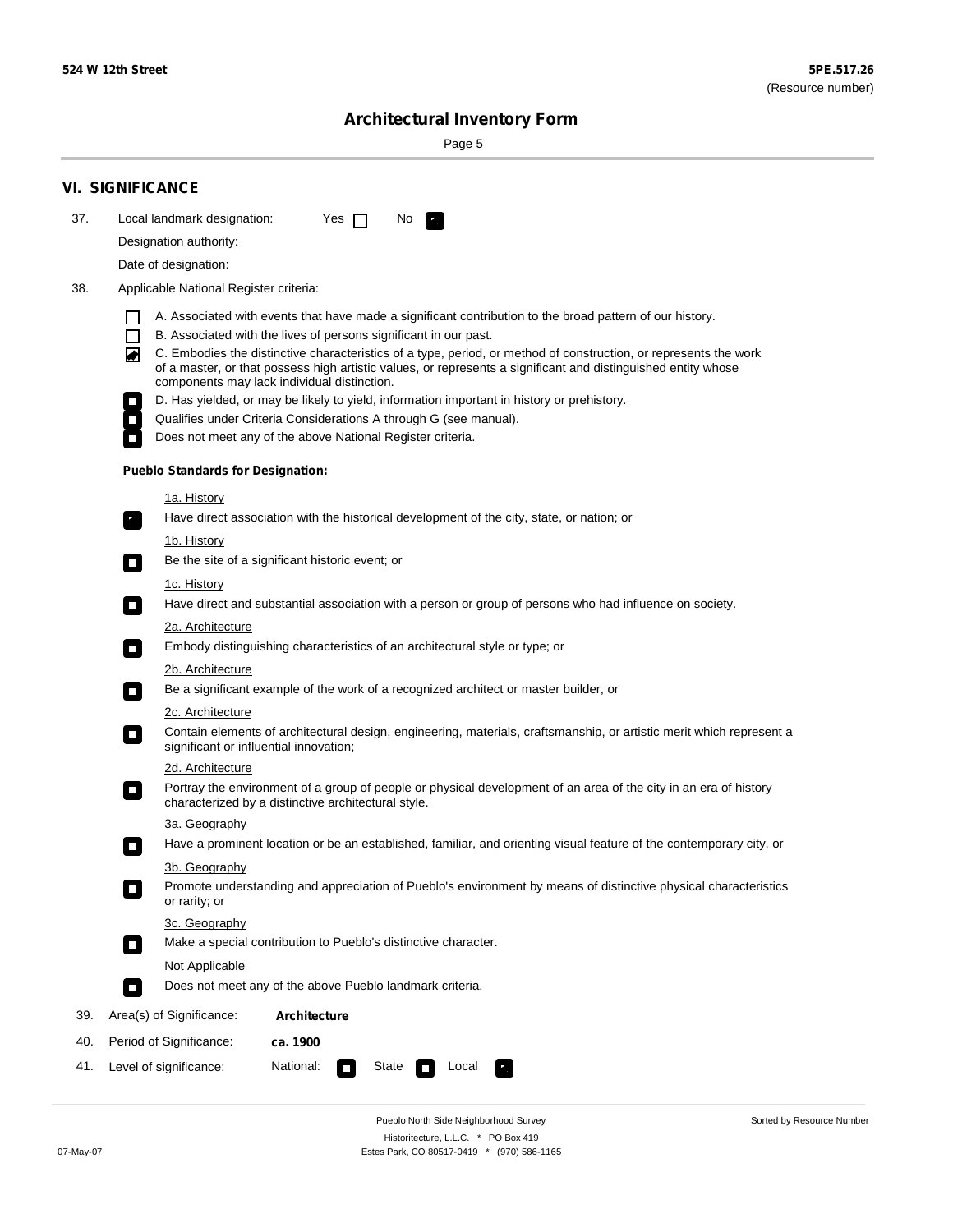**524 W 12th Street** **5PE.517.26**
(Resource number)

# Architectural Inventory Form

## VI. SIGNIFICANCE

37. Local landmark designation: Yes ☐ No ☑

 Designation authority:

 Date of designation:

38. Applicable National Register criteria:

 ☐ A. Associated with events that have made a significant contribution to the broad pattern of our history.
 ☐ B. Associated with the lives of persons significant in our past.
 ☑ C. Embodies the distinctive characteristics of a type, period, or method of construction, or represents the work of a master, or that possess high artistic values, or represents a significant and distinguished entity whose components may lack individual distinction.
 ☐ D. Has yielded, or may be likely to yield, information important in history or prehistory.
 ☐ Qualifies under Criteria Considerations A through G (see manual).
 ☐ Does not meet any of the above National Register criteria.

 **Pueblo Standards for Designation:**

 1a. History
 ☑ Have direct association with the historical development of the city, state, or nation; or

 1b. History
 ☐ Be the site of a significant historic event; or

 1c. History
 ☐ Have direct and substantial association with a person or group of persons who had influence on society.

 2a. Architecture
 ☐ Embody distinguishing characteristics of an architectural style or type; or

 2b. Architecture
 ☐ Be a significant example of the work of a recognized architect or master builder, or

 2c. Architecture
 ☐ Contain elements of architectural design, engineering, materials, craftsmanship, or artistic merit which represent a significant or influential innovation;

 2d. Architecture
 ☐ Portray the environment of a group of people or physical development of an area of the city in an era of history characterized by a distinctive architectural style.

 3a. Geography
 ☐ Have a prominent location or be an established, familiar, and orienting visual feature of the contemporary city, or

 3b. Geography
 ☐ Promote understanding and appreciation of Pueblo's environment by means of distinctive physical characteristics or rarity; or

 3c. Geography
 ☐ Make a special contribution to Pueblo's distinctive character.

 Not Applicable
 ☐ Does not meet any of the above Pueblo landmark criteria.

39. Area(s) of Significance: **Architecture**

40. Period of Significance: **ca. 1900**

41. Level of significance: National: ☐ State ☐ Local ☑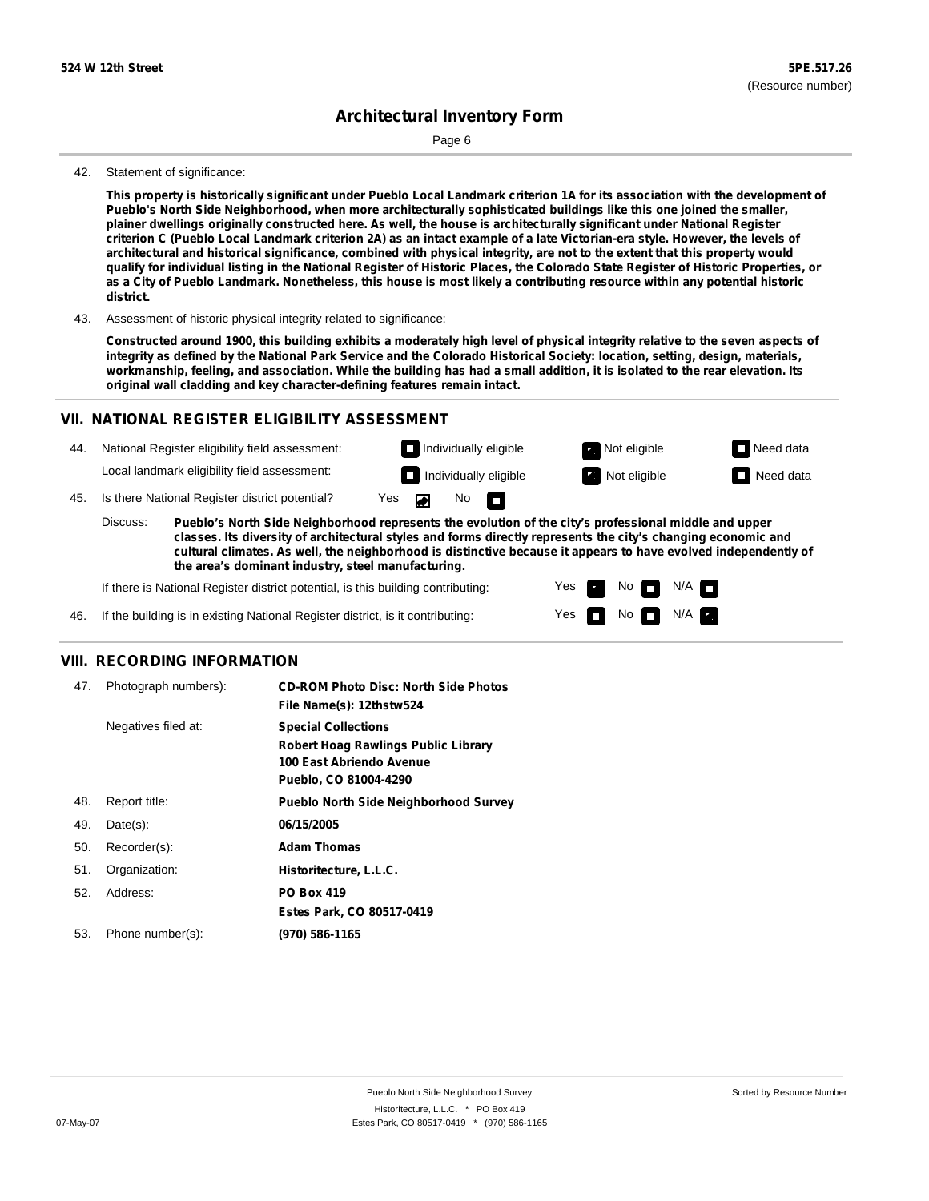**524 W 12th Street** | **5PE.517.26** (Resource number)

# Architectural Inventory Form

42. Statement of significance:

**This property is historically significant under Pueblo Local Landmark criterion 1A for its association with the development of Pueblo's North Side Neighborhood, when more architecturally sophisticated buildings like this one joined the smaller, plainer dwellings originally constructed here. As well, the house is architecturally significant under National Register criterion C (Pueblo Local Landmark criterion 2A) as an intact example of a late Victorian-era style. However, the levels of architectural and historical significance, combined with physical integrity, are not to the extent that this property would qualify for individual listing in the National Register of Historic Places, the Colorado State Register of Historic Properties, or as a City of Pueblo Landmark. Nonetheless, this house is most likely a contributing resource within any potential historic district.**

43. Assessment of historic physical integrity related to significance:

**Constructed around 1900, this building exhibits a moderately high level of physical integrity relative to the seven aspects of integrity as defined by the National Park Service and the Colorado Historical Society: location, setting, design, materials, workmanship, feeling, and association. While the building has had a small addition, it is isolated to the rear elevation. Its original wall cladding and key character-defining features remain intact.**

## VII. NATIONAL REGISTER ELIGIBILITY ASSESSMENT

44. National Register eligibility field assessment: ☐ Individually eligible ☑ Not eligible ☐ Need data

Local landmark eligibility field assessment: ☐ Individually eligible ☑ Not eligible ☐ Need data

45. Is there National Register district potential? Yes ☑ No ☐

Discuss: **Pueblo's North Side Neighborhood represents the evolution of the city's professional middle and upper classes. Its diversity of architectural styles and forms directly represents the city's changing economic and cultural climates. As well, the neighborhood is distinctive because it appears to have evolved independently of the area's dominant industry, steel manufacturing.**

If there is National Register district potential, is this building contributing: Yes ☑ No ☐ N/A ☐

46. If the building is in existing National Register district, is it contributing: Yes ☐ No ☐ N/A ☑

## VIII. RECORDING INFORMATION

47. Photograph numbers): **CD-ROM Photo Disc: North Side Photos**
**File Name(s): 12thstw524**

Negatives filed at: **Special Collections**
**Robert Hoag Rawlings Public Library**
**100 East Abriendo Avenue**
**Pueblo, CO 81004-4290**

48. Report title: **Pueblo North Side Neighborhood Survey**

49. Date(s): **06/15/2005**

50. Recorder(s): **Adam Thomas**

51. Organization: **Historitecture, L.L.C.**

52. Address: **PO Box 419**
**Estes Park, CO 80517-0419**

53. Phone number(s): **(970) 586-1165**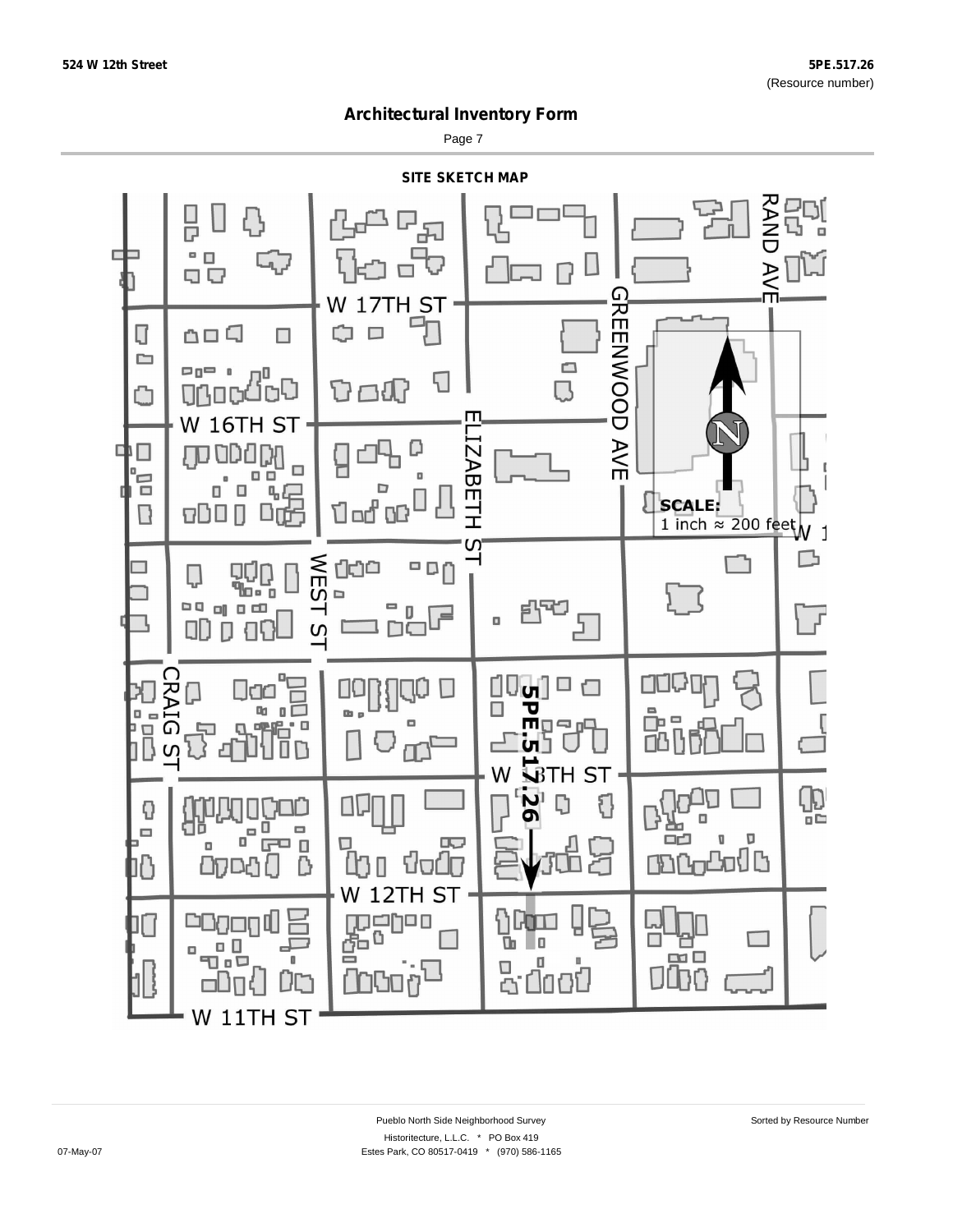524 W 12th Street

5PE.517.26
(Resource number)

## Architectural Inventory Form

### SITE SKETCH MAP

RAND AVE
W 17TH ST
GREENWOOD AVE
W 16TH ST
ELIZABETH ST
SCALE:
1 inch ≈ 200 feet
W 1
WEST ST
CRAIG ST
5PE.517.26
W 13TH ST
W 12TH ST
W 11TH ST

07-May-07

Pueblo North Side Neighborhood Survey
Historitecture, L.L.C. * PO Box 419
Estes Park, CO 80517-0419 * (970) 586-1165

Sorted by Resource Number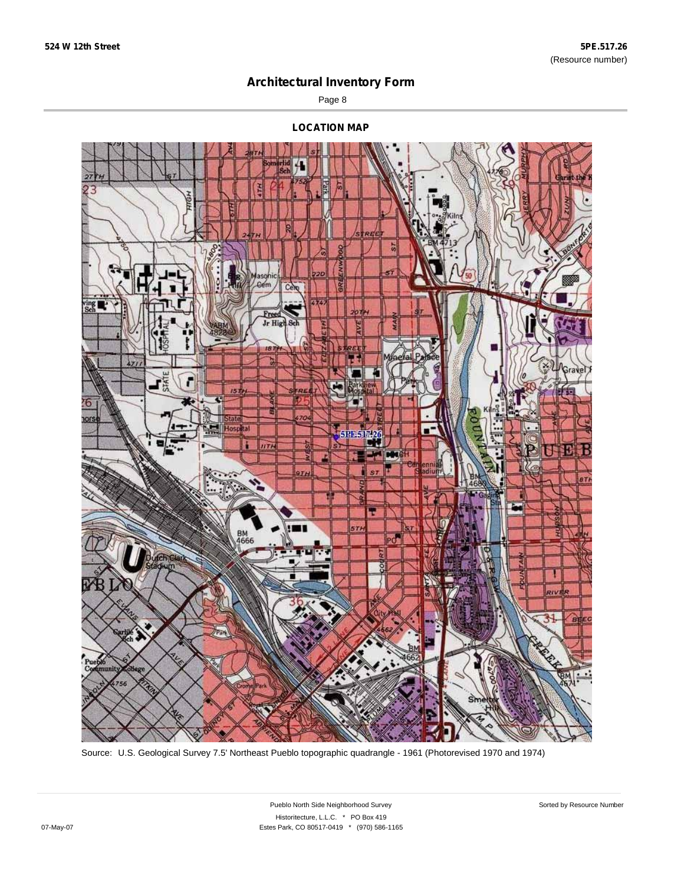# Architectural Inventory Form

## LOCATION MAP

Source: U.S. Geological Survey 7.5' Northeast Pueblo topographic quadrangle - 1961 (Photorevised 1970 and 1974)